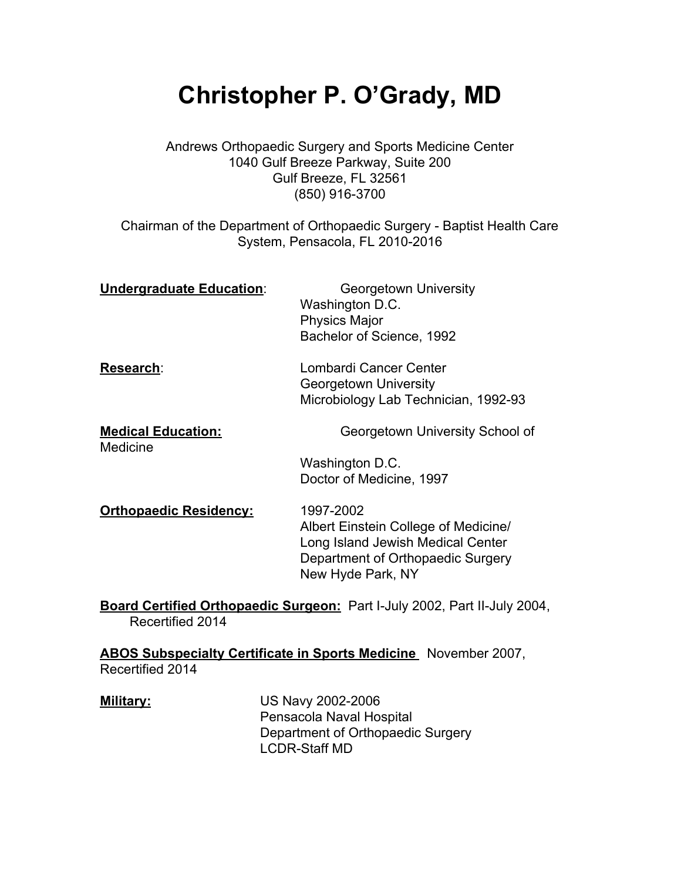# Christopher P. O'Grady, MD

Andrews Orthopaedic Surgery and Sports Medicine Center
1040 Gulf Breeze Parkway, Suite 200
Gulf Breeze, FL 32561
(850) 916-3700

Chairman of the Department of Orthopaedic Surgery - Baptist Health Care System, Pensacola, FL 2010-2016

**Undergraduate Education**:
Georgetown University
Washington D.C.
Physics Major
Bachelor of Science, 1992

**Research**:
Lombardi Cancer Center
Georgetown University
Microbiology Lab Technician, 1992-93

**Medical Education:**
Georgetown University School of Medicine
Washington D.C.
Doctor of Medicine, 1997

**Orthopaedic Residency:**
1997-2002
Albert Einstein College of Medicine/
Long Island Jewish Medical Center
Department of Orthopaedic Surgery
New Hyde Park, NY

**Board Certified Orthopaedic Surgeon:** Part I-July 2002, Part II-July 2004, Recertified 2014

**ABOS Subspecialty Certificate in Sports Medicine** November 2007, Recertified 2014

**Military:**
US Navy 2002-2006
Pensacola Naval Hospital
Department of Orthopaedic Surgery
LCDR-Staff MD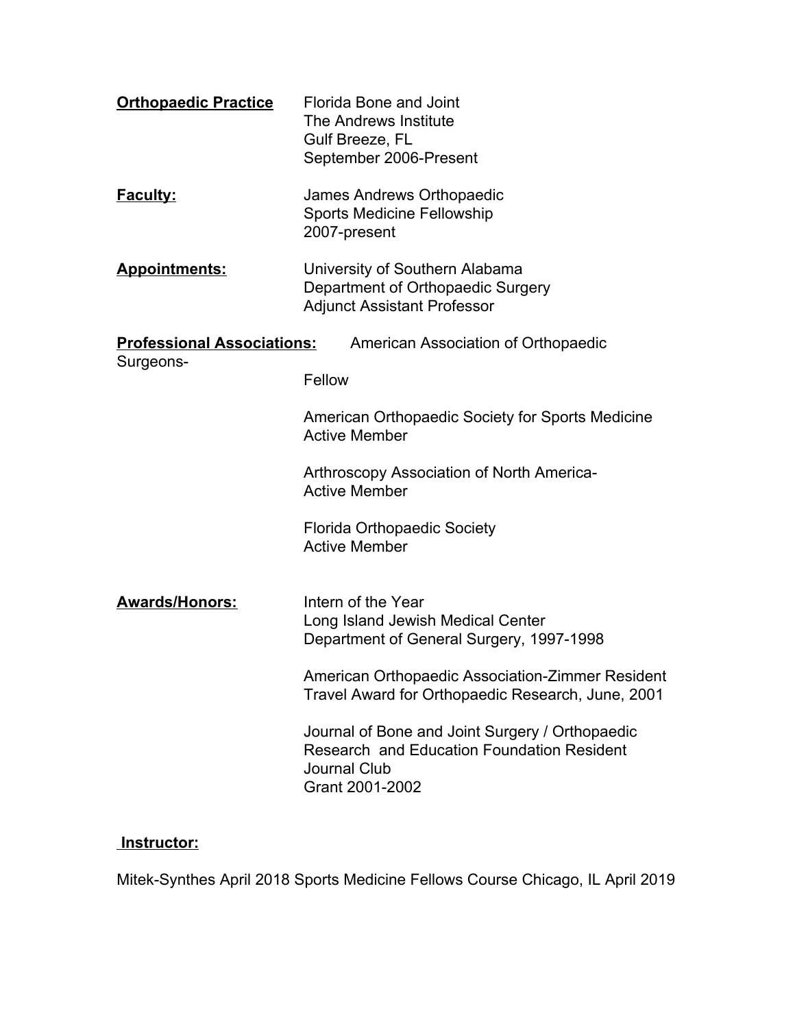**Orthopaedic Practice**

Florida Bone and Joint
The Andrews Institute
Gulf Breeze, FL
September 2006-Present

**Faculty:**

James Andrews Orthopaedic
Sports Medicine Fellowship
2007-present

**Appointments:**

University of Southern Alabama
Department of Orthopaedic Surgery
Adjunct Assistant Professor

**Professional Associations:**

American Association of Orthopaedic Surgeons-
Fellow

American Orthopaedic Society for Sports Medicine
Active Member

Arthroscopy Association of North America-
Active Member

Florida Orthopaedic Society
Active Member

**Awards/Honors:**

Intern of the Year
Long Island Jewish Medical Center
Department of General Surgery, 1997-1998

American Orthopaedic Association-Zimmer Resident
Travel Award for Orthopaedic Research, June, 2001

Journal of Bone and Joint Surgery / Orthopaedic
Research and Education Foundation Resident
Journal Club
Grant 2001-2002

**Instructor:**

Mitek-Synthes April 2018 Sports Medicine Fellows Course Chicago, IL April 2019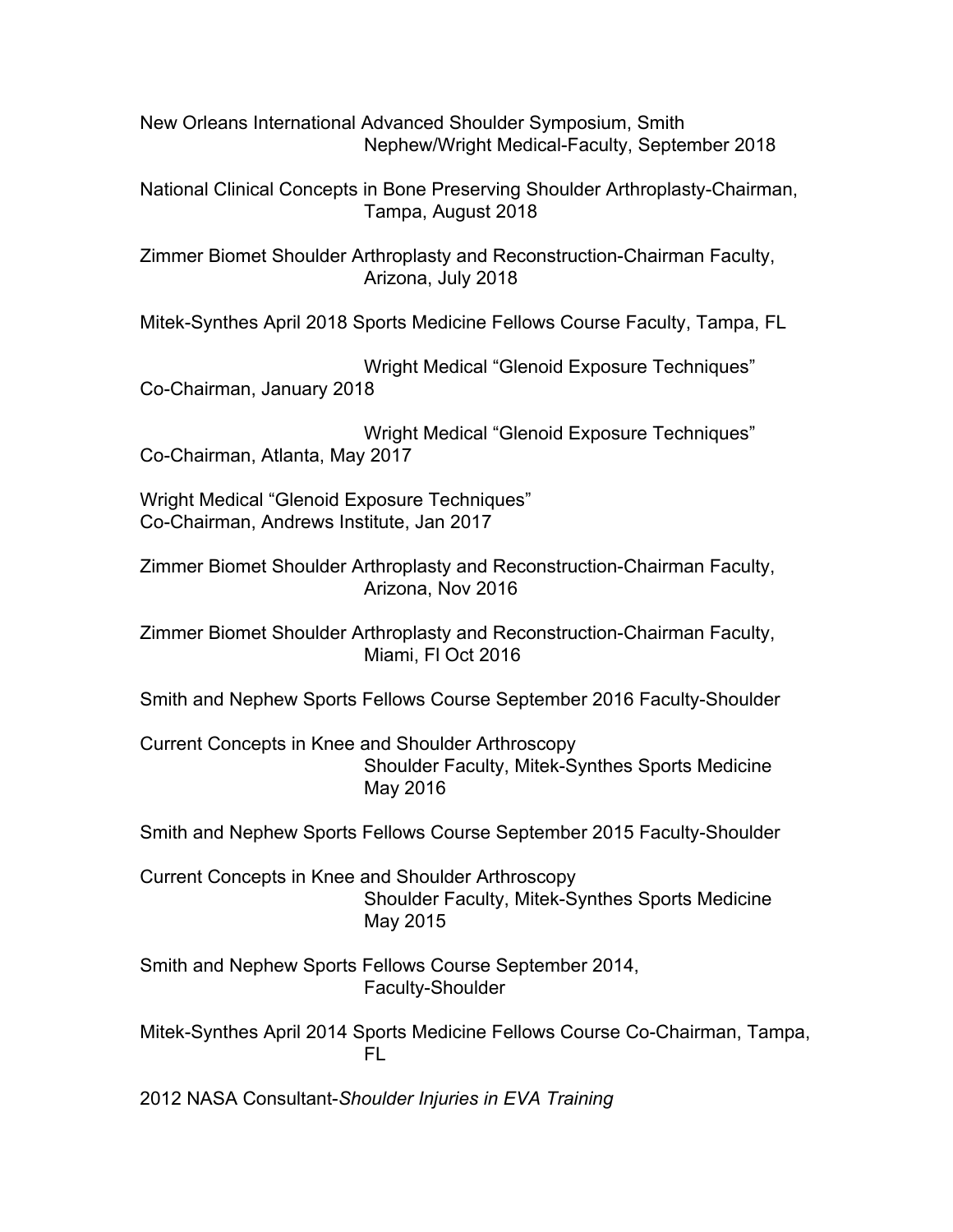New Orleans International Advanced Shoulder Symposium, Smith Nephew/Wright Medical-Faculty, September 2018

National Clinical Concepts in Bone Preserving Shoulder Arthroplasty-Chairman, Tampa, August 2018

Zimmer Biomet Shoulder Arthroplasty and Reconstruction-Chairman Faculty, Arizona, July 2018

Mitek-Synthes April 2018 Sports Medicine Fellows Course Faculty, Tampa, FL

Wright Medical "Glenoid Exposure Techniques" Co-Chairman, January 2018

Wright Medical "Glenoid Exposure Techniques" Co-Chairman, Atlanta, May 2017

Wright Medical "Glenoid Exposure Techniques" Co-Chairman, Andrews Institute, Jan 2017

Zimmer Biomet Shoulder Arthroplasty and Reconstruction-Chairman Faculty, Arizona, Nov 2016

Zimmer Biomet Shoulder Arthroplasty and Reconstruction-Chairman Faculty, Miami, Fl Oct 2016

Smith and Nephew Sports Fellows Course September 2016 Faculty-Shoulder

Current Concepts in Knee and Shoulder Arthroscopy Shoulder Faculty, Mitek-Synthes Sports Medicine May 2016

Smith and Nephew Sports Fellows Course September 2015 Faculty-Shoulder

Current Concepts in Knee and Shoulder Arthroscopy Shoulder Faculty, Mitek-Synthes Sports Medicine May 2015

Smith and Nephew Sports Fellows Course September 2014, Faculty-Shoulder

Mitek-Synthes April 2014 Sports Medicine Fellows Course Co-Chairman, Tampa, FL

2012 NASA Consultant-*Shoulder Injuries in EVA Training*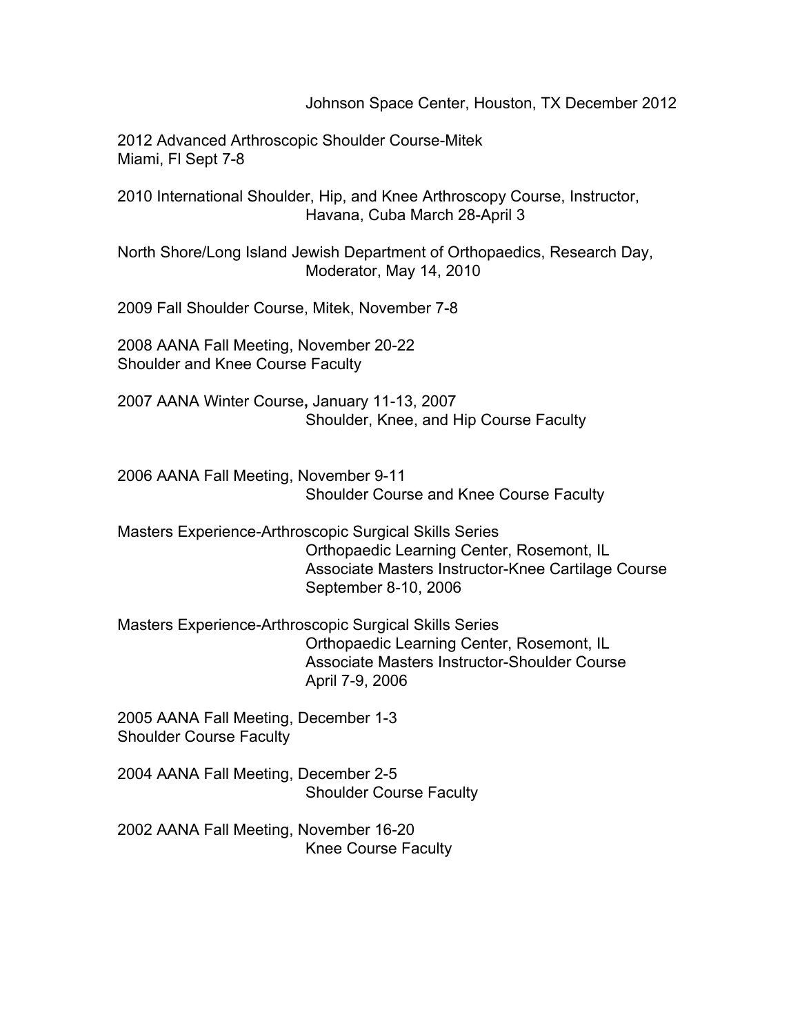Johnson Space Center, Houston, TX December 2012

2012 Advanced Arthroscopic Shoulder Course-Mitek
Miami, Fl Sept 7-8

2010 International Shoulder, Hip, and Knee Arthroscopy Course, Instructor,
Havana, Cuba March 28-April 3

North Shore/Long Island Jewish Department of Orthopaedics, Research Day,
Moderator, May 14, 2010

2009 Fall Shoulder Course, Mitek, November 7-8

2008 AANA Fall Meeting, November 20-22
Shoulder and Knee Course Faculty

2007 AANA Winter Course**,** January 11-13, 2007
Shoulder, Knee, and Hip Course Faculty

2006 AANA Fall Meeting, November 9-11
Shoulder Course and Knee Course Faculty

Masters Experience-Arthroscopic Surgical Skills Series
Orthopaedic Learning Center, Rosemont, IL
Associate Masters Instructor-Knee Cartilage Course
September 8-10, 2006

Masters Experience-Arthroscopic Surgical Skills Series
Orthopaedic Learning Center, Rosemont, IL
Associate Masters Instructor-Shoulder Course
April 7-9, 2006

2005 AANA Fall Meeting, December 1-3
Shoulder Course Faculty

2004 AANA Fall Meeting, December 2-5
Shoulder Course Faculty

2002 AANA Fall Meeting, November 16-20
Knee Course Faculty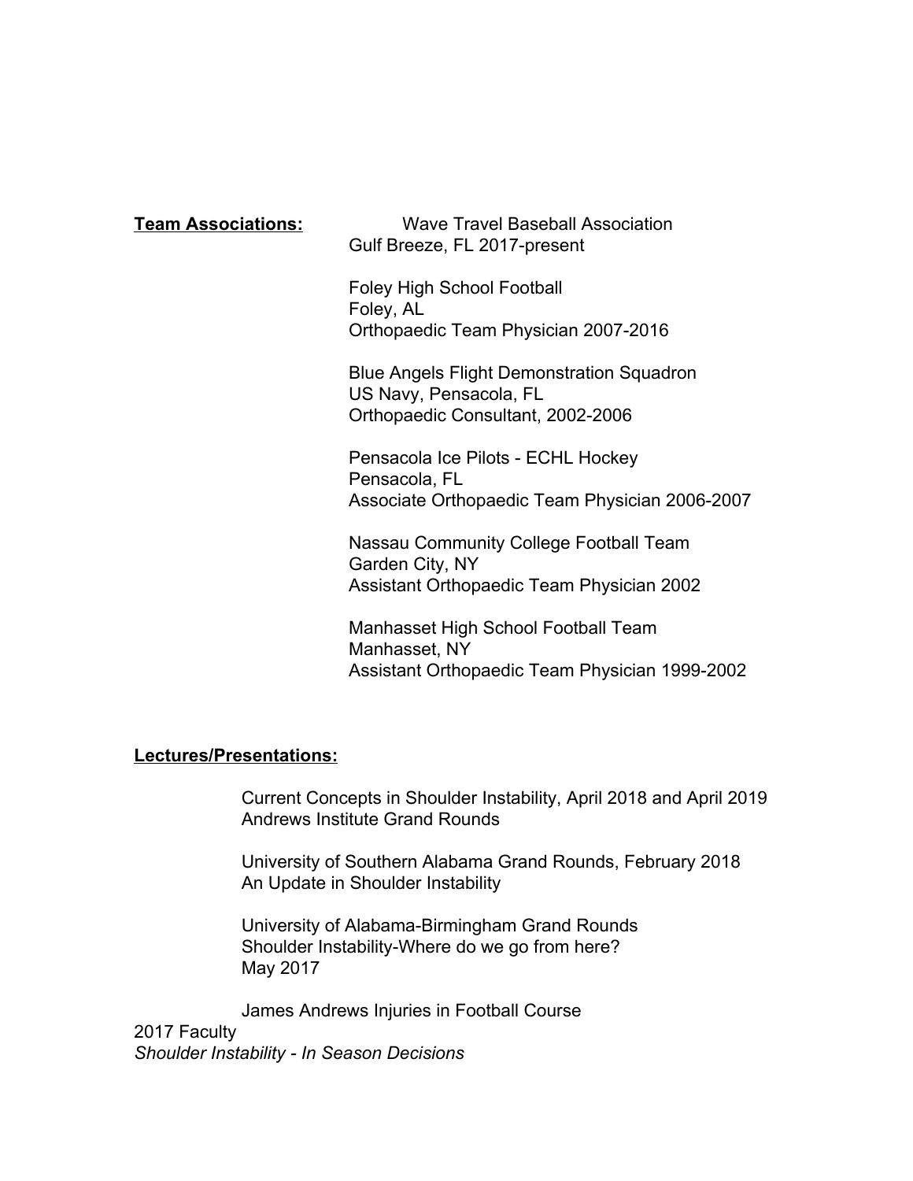**Team Associations:**

Wave Travel Baseball Association
Gulf Breeze, FL 2017-present

Foley High School Football
Foley, AL
Orthopaedic Team Physician 2007-2016

Blue Angels Flight Demonstration Squadron
US Navy, Pensacola, FL
Orthopaedic Consultant, 2002-2006

Pensacola Ice Pilots - ECHL Hockey
Pensacola, FL
Associate Orthopaedic Team Physician 2006-2007

Nassau Community College Football Team
Garden City, NY
Assistant Orthopaedic Team Physician 2002

Manhasset High School Football Team
Manhasset, NY
Assistant Orthopaedic Team Physician 1999-2002

**Lectures/Presentations:**

Current Concepts in Shoulder Instability, April 2018 and April 2019
Andrews Institute Grand Rounds

University of Southern Alabama Grand Rounds, February 2018
An Update in Shoulder Instability

University of Alabama-Birmingham Grand Rounds
Shoulder Instability-Where do we go from here?
May 2017

James Andrews Injuries in Football Course
2017 Faculty
*Shoulder Instability - In Season Decisions*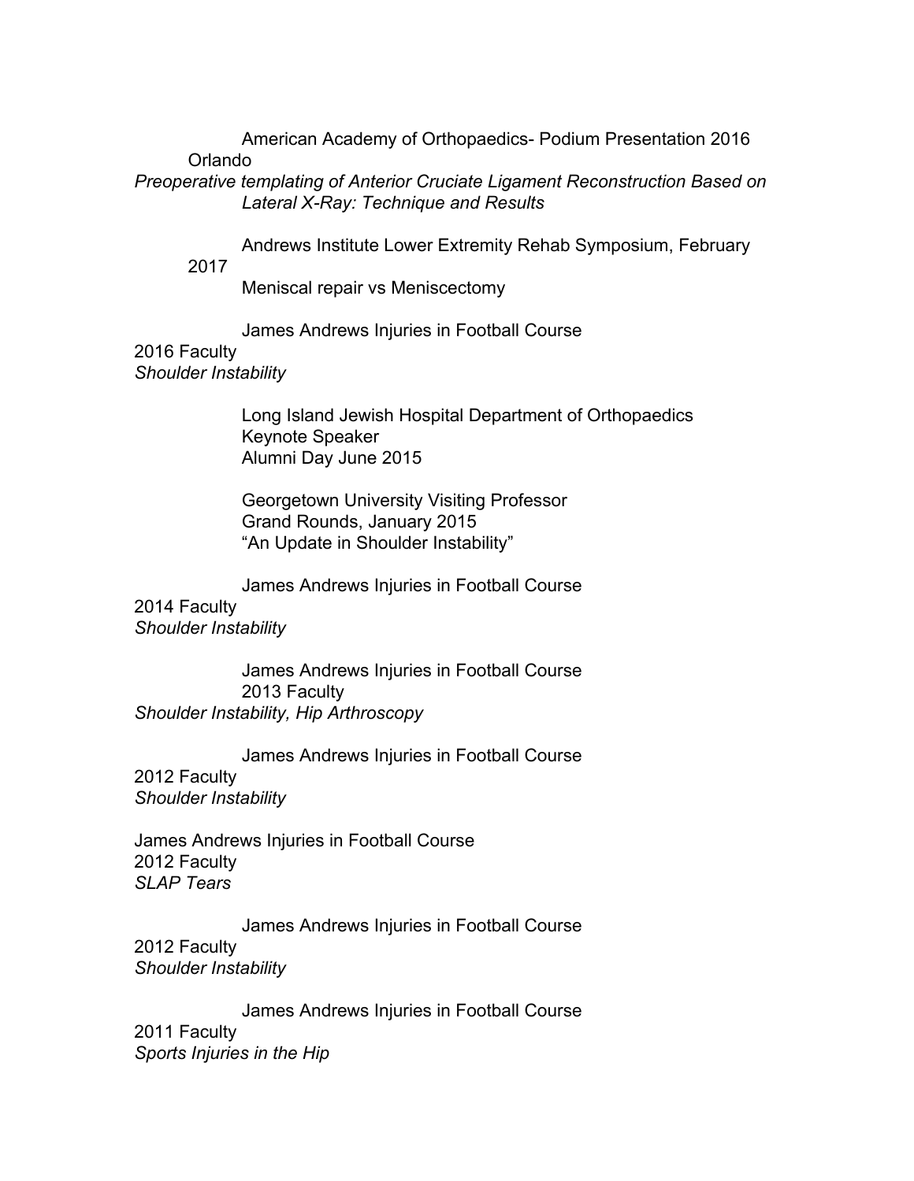American Academy of Orthopaedics- Podium Presentation 2016 Orlando
*Preoperative templating of Anterior Cruciate Ligament Reconstruction Based on Lateral X-Ray: Technique and Results*

Andrews Institute Lower Extremity Rehab Symposium, February 2017
Meniscal repair vs Meniscectomy

James Andrews Injuries in Football Course
2016 Faculty
*Shoulder Instability*

Long Island Jewish Hospital Department of Orthopaedics
Keynote Speaker
Alumni Day June 2015

Georgetown University Visiting Professor
Grand Rounds, January 2015
"An Update in Shoulder Instability"

James Andrews Injuries in Football Course
2014 Faculty
*Shoulder Instability*

James Andrews Injuries in Football Course
2013 Faculty
*Shoulder Instability, Hip Arthroscopy*

James Andrews Injuries in Football Course
2012 Faculty
*Shoulder Instability*

James Andrews Injuries in Football Course
2012 Faculty
*SLAP Tears*

James Andrews Injuries in Football Course
2012 Faculty
*Shoulder Instability*

James Andrews Injuries in Football Course
2011 Faculty
*Sports Injuries in the Hip*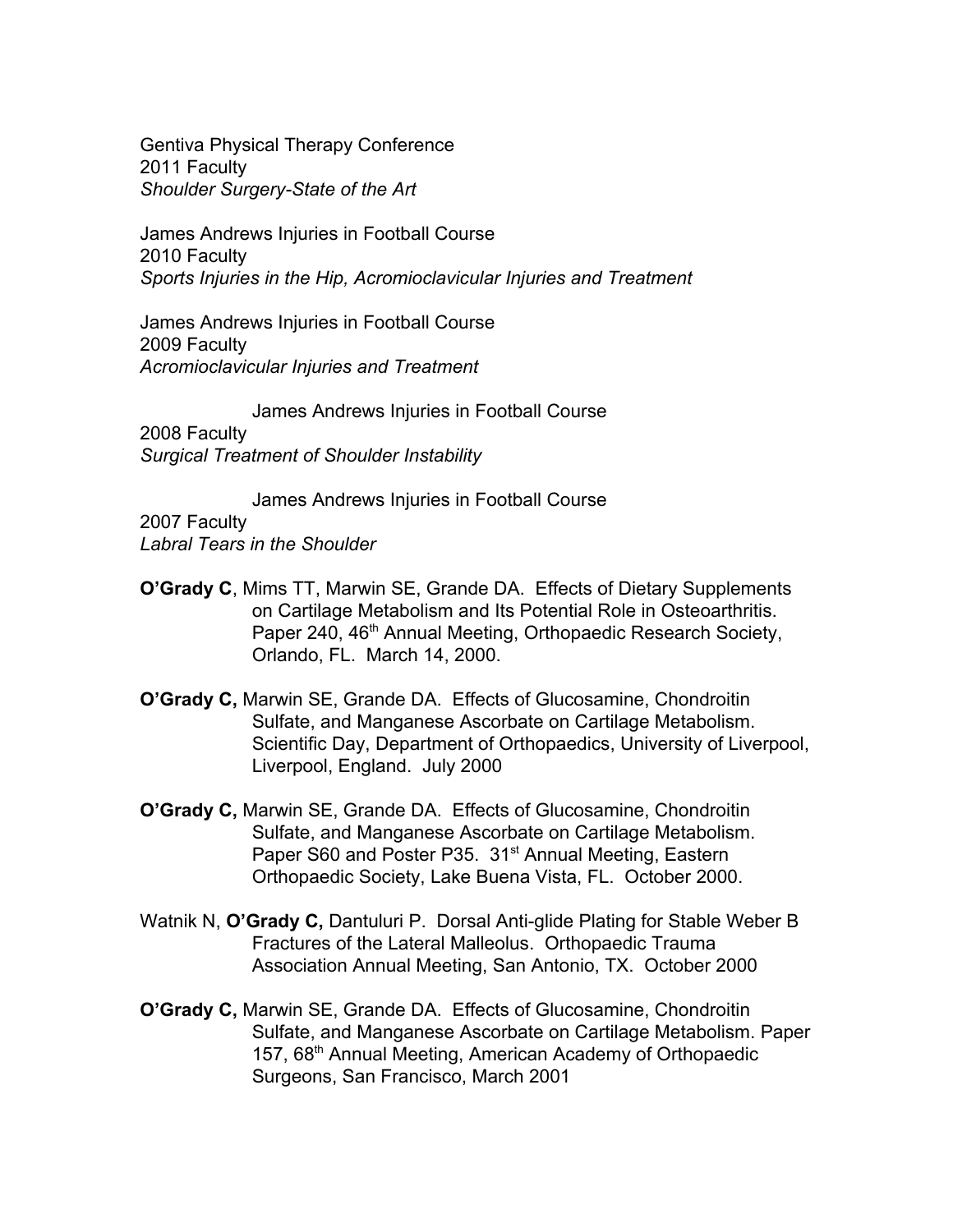Gentiva Physical Therapy Conference
2011 Faculty
*Shoulder Surgery-State of the Art*

James Andrews Injuries in Football Course
2010 Faculty
*Sports Injuries in the Hip, Acromioclavicular Injuries and Treatment*

James Andrews Injuries in Football Course
2009 Faculty
*Acromioclavicular Injuries and Treatment*

James Andrews Injuries in Football Course
2008 Faculty
*Surgical Treatment of Shoulder Instability*

James Andrews Injuries in Football Course
2007 Faculty
*Labral Tears in the Shoulder*

**O'Grady C**, Mims TT, Marwin SE, Grande DA. Effects of Dietary Supplements on Cartilage Metabolism and Its Potential Role in Osteoarthritis. Paper 240, 46th Annual Meeting, Orthopaedic Research Society, Orlando, FL. March 14, 2000.

**O'Grady C,** Marwin SE, Grande DA. Effects of Glucosamine, Chondroitin Sulfate, and Manganese Ascorbate on Cartilage Metabolism. Scientific Day, Department of Orthopaedics, University of Liverpool, Liverpool, England. July 2000

**O'Grady C,** Marwin SE, Grande DA. Effects of Glucosamine, Chondroitin Sulfate, and Manganese Ascorbate on Cartilage Metabolism. Paper S60 and Poster P35. 31st Annual Meeting, Eastern Orthopaedic Society, Lake Buena Vista, FL. October 2000.

Watnik N, **O'Grady C,** Dantuluri P. Dorsal Anti-glide Plating for Stable Weber B Fractures of the Lateral Malleolus. Orthopaedic Trauma Association Annual Meeting, San Antonio, TX. October 2000

**O'Grady C,** Marwin SE, Grande DA. Effects of Glucosamine, Chondroitin Sulfate, and Manganese Ascorbate on Cartilage Metabolism. Paper 157, 68th Annual Meeting, American Academy of Orthopaedic Surgeons, San Francisco, March 2001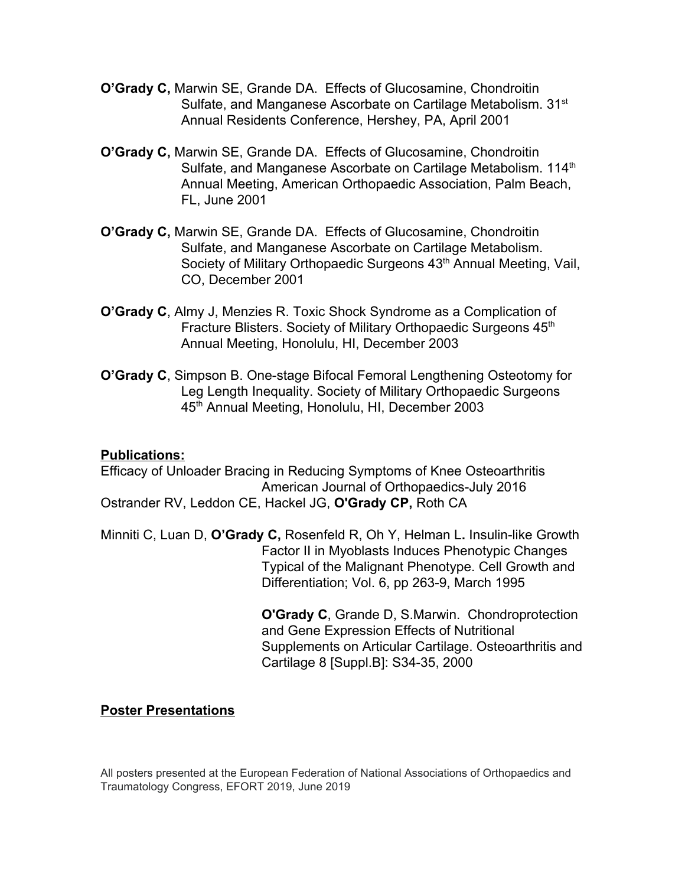**O'Grady C,** Marwin SE, Grande DA. Effects of Glucosamine, Chondroitin Sulfate, and Manganese Ascorbate on Cartilage Metabolism. 31st Annual Residents Conference, Hershey, PA, April 2001

**O'Grady C,** Marwin SE, Grande DA. Effects of Glucosamine, Chondroitin Sulfate, and Manganese Ascorbate on Cartilage Metabolism. 114th Annual Meeting, American Orthopaedic Association, Palm Beach, FL, June 2001

**O'Grady C,** Marwin SE, Grande DA. Effects of Glucosamine, Chondroitin Sulfate, and Manganese Ascorbate on Cartilage Metabolism. Society of Military Orthopaedic Surgeons 43th Annual Meeting, Vail, CO, December 2001

**O'Grady C**, Almy J, Menzies R. Toxic Shock Syndrome as a Complication of Fracture Blisters. Society of Military Orthopaedic Surgeons 45th Annual Meeting, Honolulu, HI, December 2003

**O'Grady C**, Simpson B. One-stage Bifocal Femoral Lengthening Osteotomy for Leg Length Inequality. Society of Military Orthopaedic Surgeons 45th Annual Meeting, Honolulu, HI, December 2003

## Publications:

Efficacy of Unloader Bracing in Reducing Symptoms of Knee Osteoarthritis American Journal of Orthopaedics-July 2016
Ostrander RV, Leddon CE, Hackel JG, **O'Grady CP,** Roth CA

Minniti C, Luan D, **O'Grady C,** Rosenfeld R, Oh Y, Helman L**.** Insulin-like Growth Factor II in Myoblasts Induces Phenotypic Changes Typical of the Malignant Phenotype. Cell Growth and Differentiation; Vol. 6, pp 263-9, March 1995

**O'Grady C**, Grande D, S.Marwin. Chondroprotection and Gene Expression Effects of Nutritional Supplements on Articular Cartilage. Osteoarthritis and Cartilage 8 [Suppl.B]: S34-35, 2000

## Poster Presentations

All posters presented at the European Federation of National Associations of Orthopaedics and Traumatology Congress, EFORT 2019, June 2019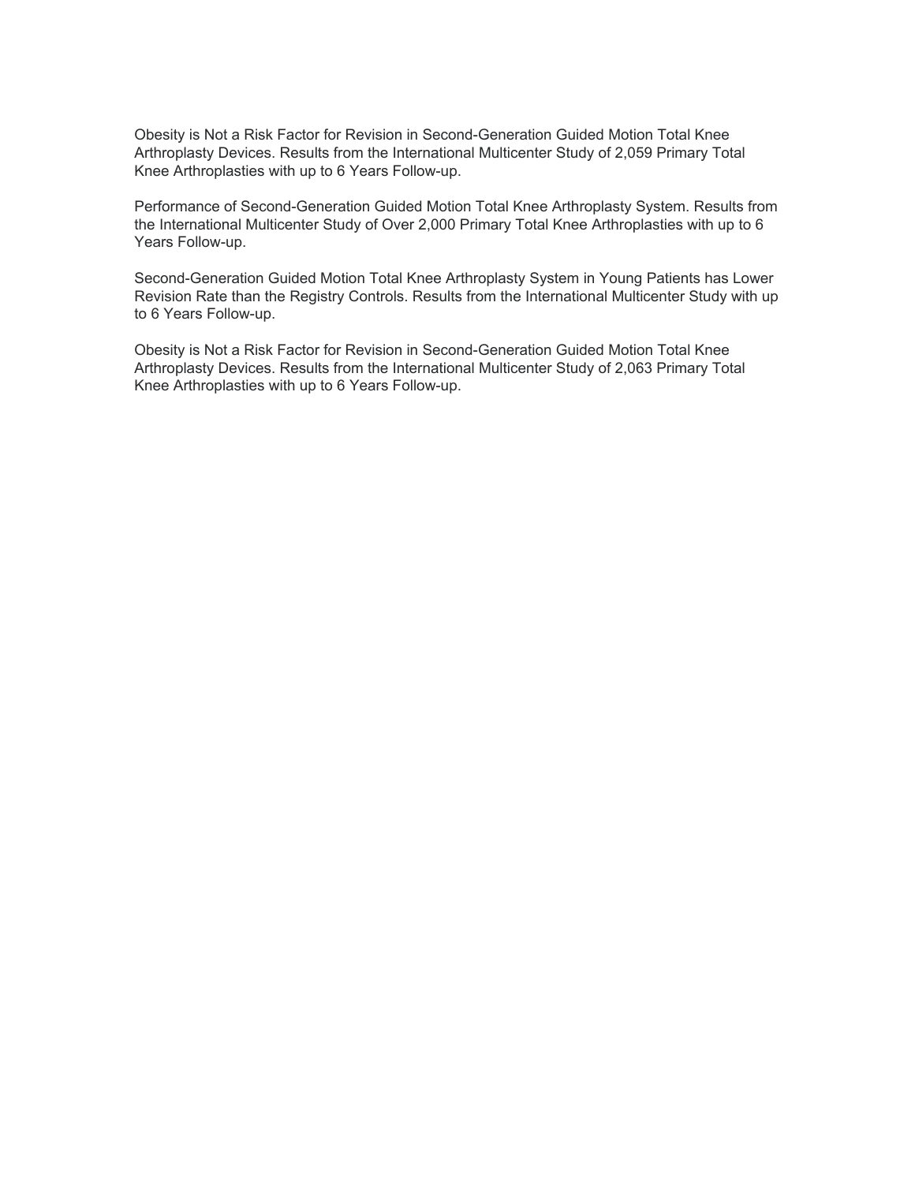Obesity is Not a Risk Factor for Revision in Second-Generation Guided Motion Total Knee Arthroplasty Devices. Results from the International Multicenter Study of 2,059 Primary Total Knee Arthroplasties with up to 6 Years Follow-up.

Performance of Second-Generation Guided Motion Total Knee Arthroplasty System. Results from the International Multicenter Study of Over 2,000 Primary Total Knee Arthroplasties with up to 6 Years Follow-up.

Second-Generation Guided Motion Total Knee Arthroplasty System in Young Patients has Lower Revision Rate than the Registry Controls. Results from the International Multicenter Study with up to 6 Years Follow-up.

Obesity is Not a Risk Factor for Revision in Second-Generation Guided Motion Total Knee Arthroplasty Devices. Results from the International Multicenter Study of 2,063 Primary Total Knee Arthroplasties with up to 6 Years Follow-up.